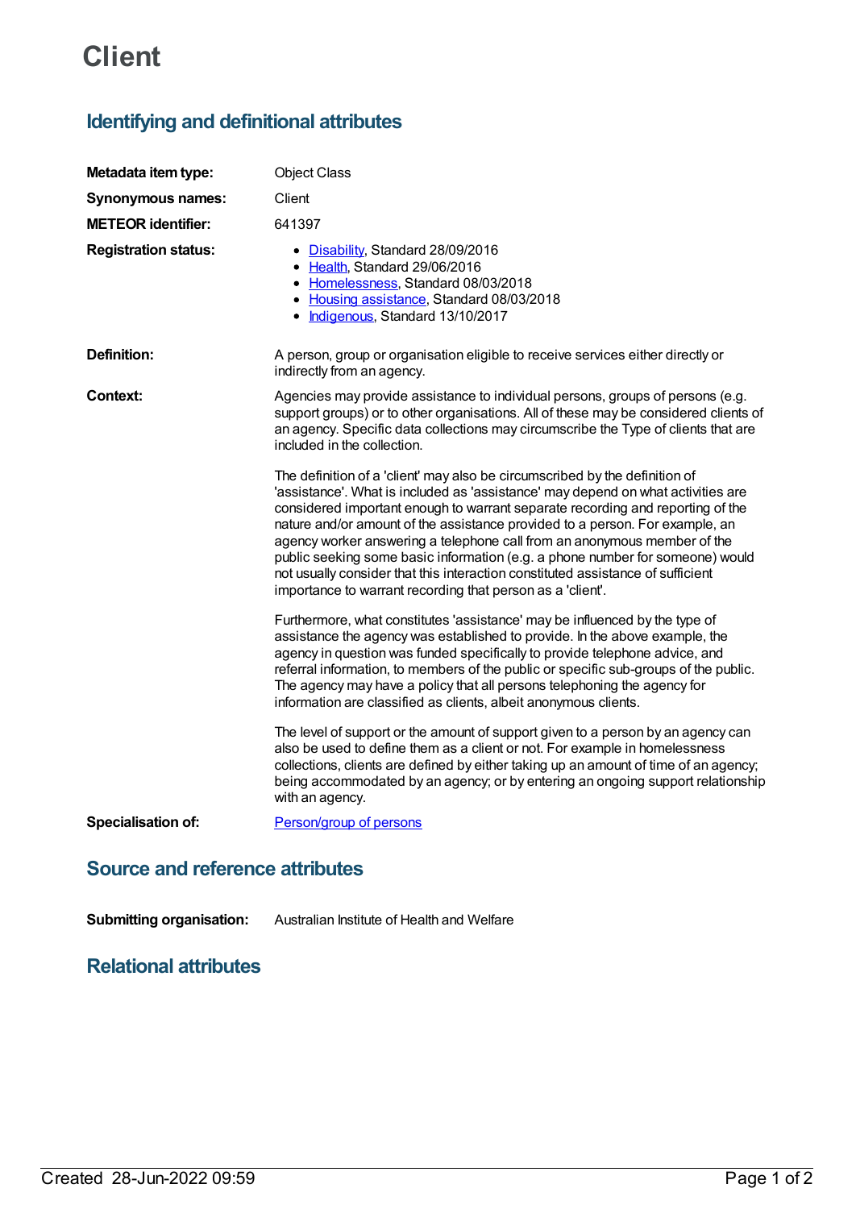# Client

## Identifying and definitional attributes

| | |
|---|---|
| **Metadata item type:** | Object Class |
| **Synonymous names:** | Client |
| **METEOR identifier:** | 641397 |
| **Registration status:** | • Disability, Standard 28/09/2016<br>• Health, Standard 29/06/2016<br>• Homelessness, Standard 08/03/2018<br>• Housing assistance, Standard 08/03/2018<br>• Indigenous, Standard 13/10/2017 |
| **Definition:** | A person, group or organisation eligible to receive services either directly or indirectly from an agency. |
| **Context:** | Agencies may provide assistance to individual persons, groups of persons (e.g. support groups) or to other organisations. All of these may be considered clients of an agency. Specific data collections may circumscribe the Type of clients that are included in the collection.<br><br>The definition of a 'client' may also be circumscribed by the definition of 'assistance'. What is included as 'assistance' may depend on what activities are considered important enough to warrant separate recording and reporting of the nature and/or amount of the assistance provided to a person. For example, an agency worker answering a telephone call from an anonymous member of the public seeking some basic information (e.g. a phone number for someone) would not usually consider that this interaction constituted assistance of sufficient importance to warrant recording that person as a 'client'.<br><br>Furthermore, what constitutes 'assistance' may be influenced by the type of assistance the agency was established to provide. In the above example, the agency in question was funded specifically to provide telephone advice, and referral information, to members of the public or specific sub-groups of the public. The agency may have a policy that all persons telephoning the agency for information are classified as clients, albeit anonymous clients.<br><br>The level of support or the amount of support given to a person by an agency can also be used to define them as a client or not. For example in homelessness collections, clients are defined by either taking up an amount of time of an agency; being accommodated by an agency; or by entering an ongoing support relationship with an agency. |
| **Specialisation of:** | Person/group of persons |

## Source and reference attributes

| | |
|---|---|
| **Submitting organisation:** | Australian Institute of Health and Welfare |

## Relational attributes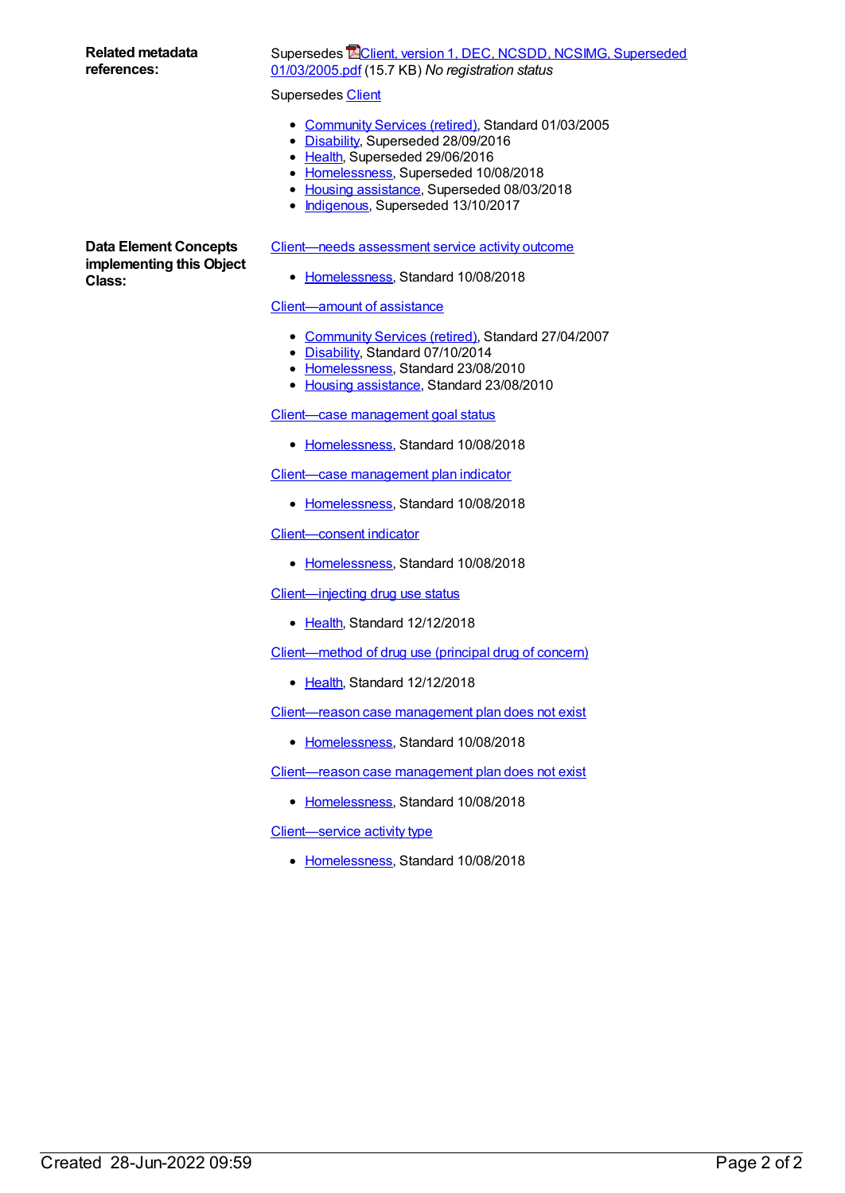**Related metadata references:**

Supersedes Client, version 1, DEC, NCSDD, NCSIMG, Superseded 01/03/2005.pdf (15.7 KB) *No registration status*

Supersedes Client

- Community Services (retired), Standard 01/03/2005
- Disability, Superseded 28/09/2016
- Health, Superseded 29/06/2016
- Homelessness, Superseded 10/08/2018
- Housing assistance, Superseded 08/03/2018
- Indigenous, Superseded 13/10/2017

**Data Element Concepts implementing this Object Class:**

Client—needs assessment service activity outcome

- Homelessness, Standard 10/08/2018

Client—amount of assistance

- Community Services (retired), Standard 27/04/2007
- Disability, Standard 07/10/2014
- Homelessness, Standard 23/08/2010
- Housing assistance, Standard 23/08/2010

Client—case management goal status

- Homelessness, Standard 10/08/2018

Client—case management plan indicator

- Homelessness, Standard 10/08/2018

Client—consent indicator

- Homelessness, Standard 10/08/2018

Client—injecting drug use status

- Health, Standard 12/12/2018

Client—method of drug use (principal drug of concern)

- Health, Standard 12/12/2018

Client—reason case management plan does not exist

- Homelessness, Standard 10/08/2018

Client—reason case management plan does not exist

- Homelessness, Standard 10/08/2018

Client—service activity type

- Homelessness, Standard 10/08/2018